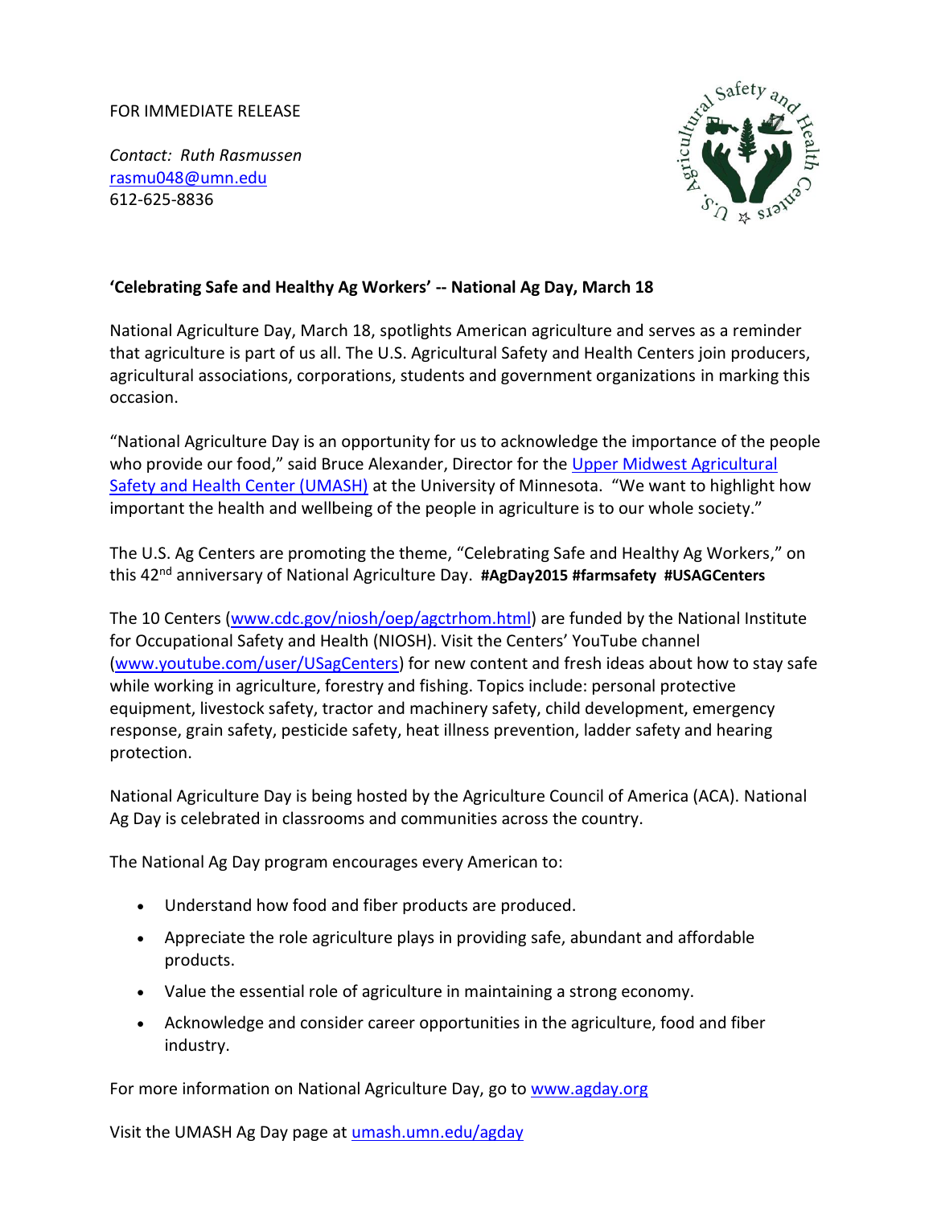FOR IMMEDIATE RELEASE

*Contact: Ruth Rasmussen*
rasmu048@umn.edu
612-625-8836

**'Celebrating Safe and Healthy Ag Workers' -- National Ag Day, March 18**

National Agriculture Day, March 18, spotlights American agriculture and serves as a reminder that agriculture is part of us all. The U.S. Agricultural Safety and Health Centers join producers, agricultural associations, corporations, students and government organizations in marking this occasion.

"National Agriculture Day is an opportunity for us to acknowledge the importance of the people who provide our food," said Bruce Alexander, Director for the Upper Midwest Agricultural Safety and Health Center (UMASH) at the University of Minnesota. "We want to highlight how important the health and wellbeing of the people in agriculture is to our whole society."

The U.S. Ag Centers are promoting the theme, "Celebrating Safe and Healthy Ag Workers," on this 42nd anniversary of National Agriculture Day. **#AgDay2015 #farmsafety #USAGCenters**

The 10 Centers (www.cdc.gov/niosh/oep/agctrhom.html) are funded by the National Institute for Occupational Safety and Health (NIOSH). Visit the Centers' YouTube channel (www.youtube.com/user/USagCenters) for new content and fresh ideas about how to stay safe while working in agriculture, forestry and fishing. Topics include: personal protective equipment, livestock safety, tractor and machinery safety, child development, emergency response, grain safety, pesticide safety, heat illness prevention, ladder safety and hearing protection.

National Agriculture Day is being hosted by the Agriculture Council of America (ACA). National Ag Day is celebrated in classrooms and communities across the country.

The National Ag Day program encourages every American to:

- Understand how food and fiber products are produced.
- Appreciate the role agriculture plays in providing safe, abundant and affordable products.
- Value the essential role of agriculture in maintaining a strong economy.
- Acknowledge and consider career opportunities in the agriculture, food and fiber industry.

For more information on National Agriculture Day, go to www.agday.org

Visit the UMASH Ag Day page at umash.umn.edu/agday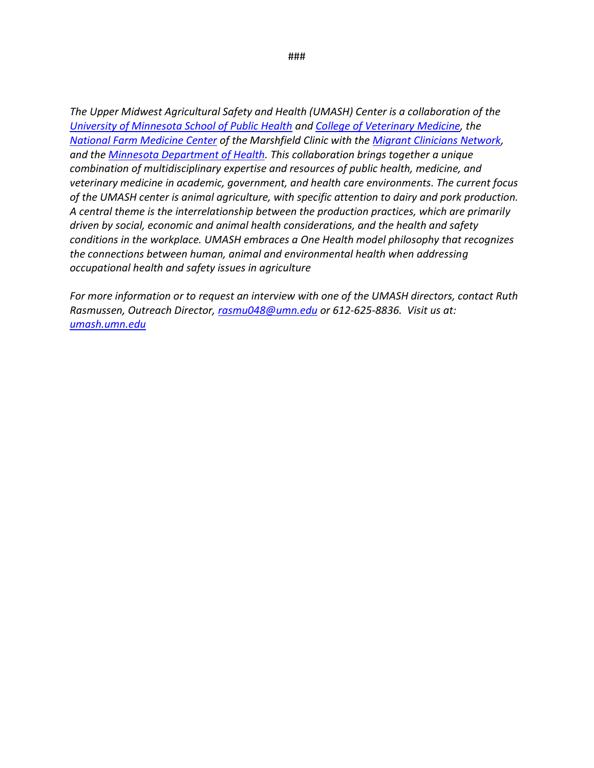###

*The Upper Midwest Agricultural Safety and Health (UMASH) Center is a collaboration of the [University of Minnesota School of Public Health]() and [College of Veterinary Medicine](), the [National Farm Medicine Center]() of the Marshfield Clinic with the [Migrant Clinicians Network](), and the [Minnesota Department of Health](). This collaboration brings together a unique combination of multidisciplinary expertise and resources of public health, medicine, and veterinary medicine in academic, government, and health care environments. The current focus of the UMASH center is animal agriculture, with specific attention to dairy and pork production. A central theme is the interrelationship between the production practices, which are primarily driven by social, economic and animal health considerations, and the health and safety conditions in the workplace. UMASH embraces a One Health model philosophy that recognizes the connections between human, animal and environmental health when addressing occupational health and safety issues in agriculture*

*For more information or to request an interview with one of the UMASH directors, contact Ruth Rasmussen, Outreach Director, [rasmu048@umn.edu](mailto:rasmu048@umn.edu) or 612-625-8836. Visit us at: [umash.umn.edu](umash.umn.edu)*